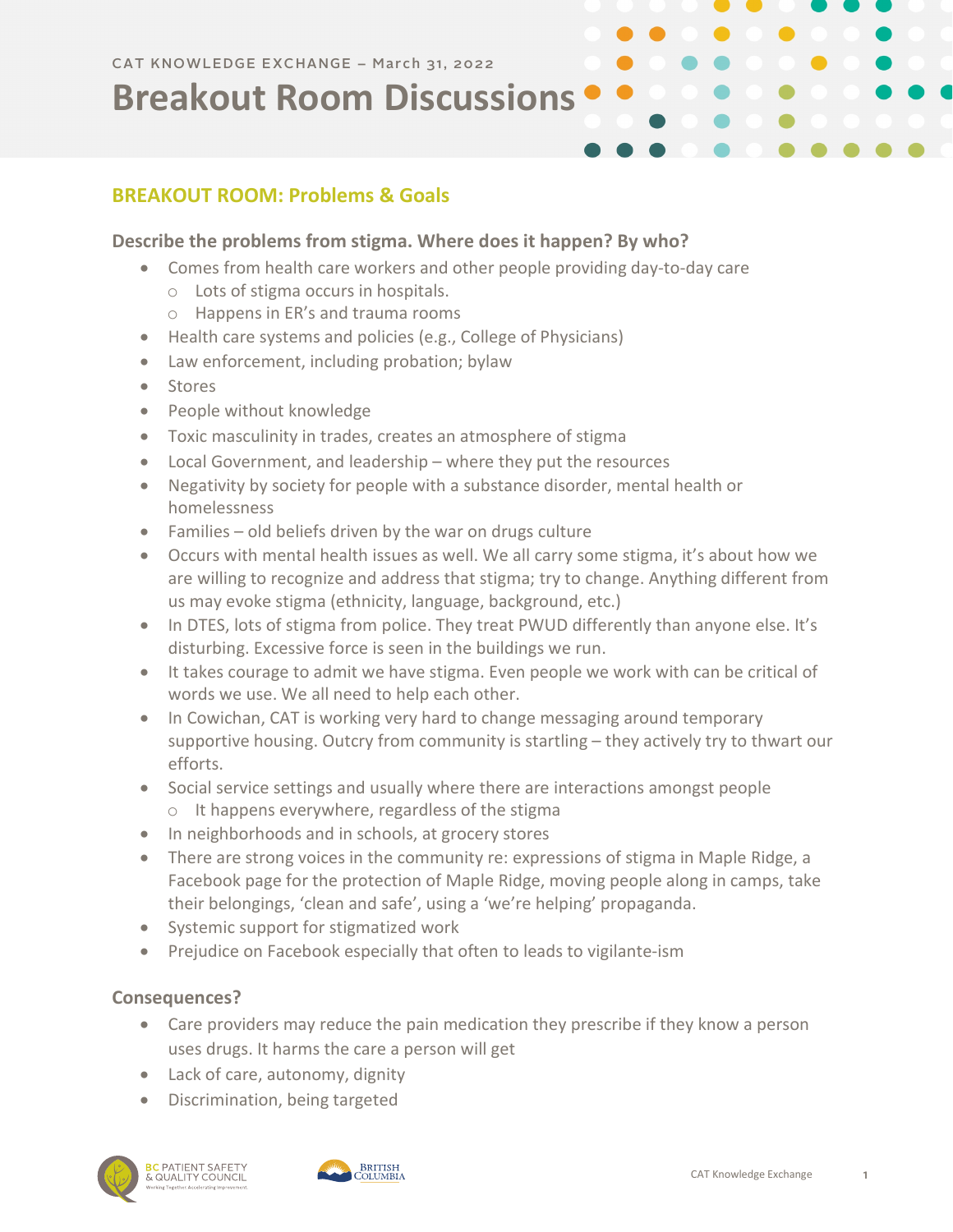CAT KNOWLEDGE EXCHANGE – March 31, 2022

# Breakout Room Discussions

## BREAKOUT ROOM: Problems & Goals

### Describe the problems from stigma. Where does it happen? By who?

- Comes from health care workers and other people providing day-to-day care
  - Lots of stigma occurs in hospitals.
  - Happens in ER's and trauma rooms
- Health care systems and policies (e.g., College of Physicians)
- Law enforcement, including probation; bylaw
- Stores
- People without knowledge
- Toxic masculinity in trades, creates an atmosphere of stigma
- Local Government, and leadership – where they put the resources
- Negativity by society for people with a substance disorder, mental health or homelessness
- Families – old beliefs driven by the war on drugs culture
- Occurs with mental health issues as well. We all carry some stigma, it's about how we are willing to recognize and address that stigma; try to change. Anything different from us may evoke stigma (ethnicity, language, background, etc.)
- In DTES, lots of stigma from police. They treat PWUD differently than anyone else. It's disturbing. Excessive force is seen in the buildings we run.
- It takes courage to admit we have stigma. Even people we work with can be critical of words we use. We all need to help each other.
- In Cowichan, CAT is working very hard to change messaging around temporary supportive housing. Outcry from community is startling – they actively try to thwart our efforts.
- Social service settings and usually where there are interactions amongst people
  - It happens everywhere, regardless of the stigma
- In neighborhoods and in schools, at grocery stores
- There are strong voices in the community re: expressions of stigma in Maple Ridge, a Facebook page for the protection of Maple Ridge, moving people along in camps, take their belongings, 'clean and safe', using a 'we're helping' propaganda.
- Systemic support for stigmatized work
- Prejudice on Facebook especially that often to leads to vigilante-ism

### Consequences?

- Care providers may reduce the pain medication they prescribe if they know a person uses drugs. It harms the care a person will get
- Lack of care, autonomy, dignity
- Discrimination, being targeted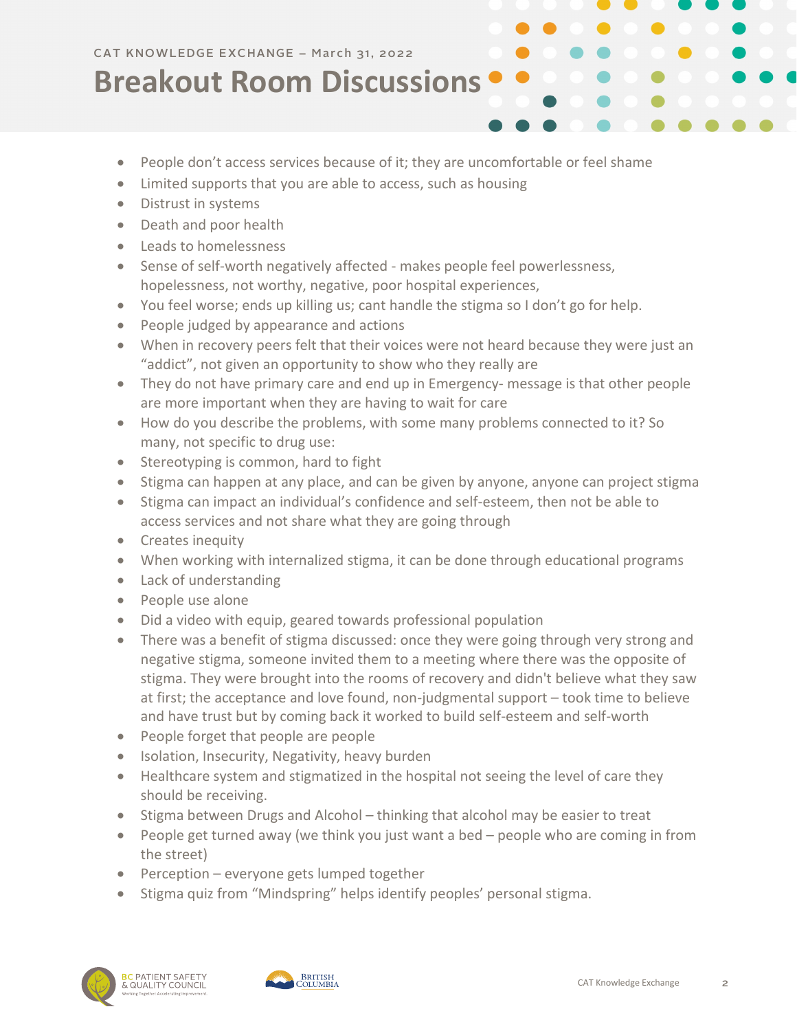CAT KNOWLEDGE EXCHANGE – March 31, 2022

# Breakout Room Discussions

- People don't access services because of it; they are uncomfortable or feel shame
- Limited supports that you are able to access, such as housing
- Distrust in systems
- Death and poor health
- Leads to homelessness
- Sense of self-worth negatively affected - makes people feel powerlessness, hopelessness, not worthy, negative, poor hospital experiences,
- You feel worse; ends up killing us; cant handle the stigma so I don't go for help.
- People judged by appearance and actions
- When in recovery peers felt that their voices were not heard because they were just an "addict", not given an opportunity to show who they really are
- They do not have primary care and end up in Emergency- message is that other people are more important when they are having to wait for care
- How do you describe the problems, with some many problems connected to it? So many, not specific to drug use:
- Stereotyping is common, hard to fight
- Stigma can happen at any place, and can be given by anyone, anyone can project stigma
- Stigma can impact an individual's confidence and self-esteem, then not be able to access services and not share what they are going through
- Creates inequity
- When working with internalized stigma, it can be done through educational programs
- Lack of understanding
- People use alone
- Did a video with equip, geared towards professional population
- There was a benefit of stigma discussed: once they were going through very strong and negative stigma, someone invited them to a meeting where there was the opposite of stigma. They were brought into the rooms of recovery and didn't believe what they saw at first; the acceptance and love found, non-judgmental support – took time to believe and have trust but by coming back it worked to build self-esteem and self-worth
- People forget that people are people
- Isolation, Insecurity, Negativity, heavy burden
- Healthcare system and stigmatized in the hospital not seeing the level of care they should be receiving.
- Stigma between Drugs and Alcohol – thinking that alcohol may be easier to treat
- People get turned away (we think you just want a bed – people who are coming in from the street)
- Perception – everyone gets lumped together
- Stigma quiz from "Mindspring" helps identify peoples' personal stigma.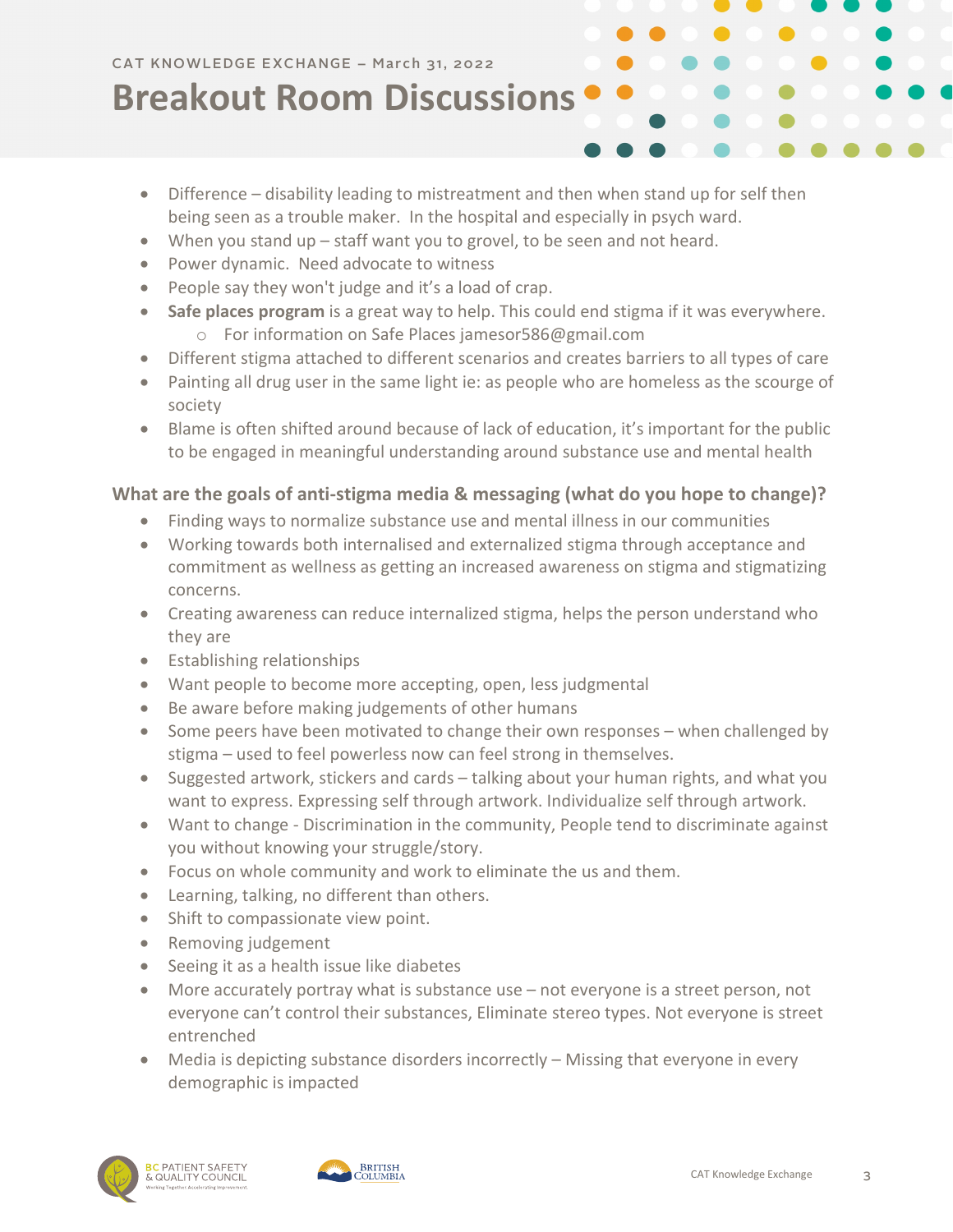- Difference – disability leading to mistreatment and then when stand up for self then being seen as a trouble maker. In the hospital and especially in psych ward.
- When you stand up – staff want you to grovel, to be seen and not heard.
- Power dynamic. Need advocate to witness
- People say they won't judge and it's a load of crap.
- **Safe places program** is a great way to help. This could end stigma if it was everywhere.
    - For information on Safe Places jamesor586@gmail.com
- Different stigma attached to different scenarios and creates barriers to all types of care
- Painting all drug user in the same light ie: as people who are homeless as the scourge of society
- Blame is often shifted around because of lack of education, it's important for the public to be engaged in meaningful understanding around substance use and mental health

### What are the goals of anti-stigma media & messaging (what do you hope to change)?

- Finding ways to normalize substance use and mental illness in our communities
- Working towards both internalised and externalized stigma through acceptance and commitment as wellness as getting an increased awareness on stigma and stigmatizing concerns.
- Creating awareness can reduce internalized stigma, helps the person understand who they are
- Establishing relationships
- Want people to become more accepting, open, less judgmental
- Be aware before making judgements of other humans
- Some peers have been motivated to change their own responses – when challenged by stigma – used to feel powerless now can feel strong in themselves.
- Suggested artwork, stickers and cards – talking about your human rights, and what you want to express. Expressing self through artwork. Individualize self through artwork.
- Want to change - Discrimination in the community, People tend to discriminate against you without knowing your struggle/story.
- Focus on whole community and work to eliminate the us and them.
- Learning, talking, no different than others.
- Shift to compassionate view point.
- Removing judgement
- Seeing it as a health issue like diabetes
- More accurately portray what is substance use – not everyone is a street person, not everyone can't control their substances, Eliminate stereo types. Not everyone is street entrenched
- Media is depicting substance disorders incorrectly – Missing that everyone in every demographic is impacted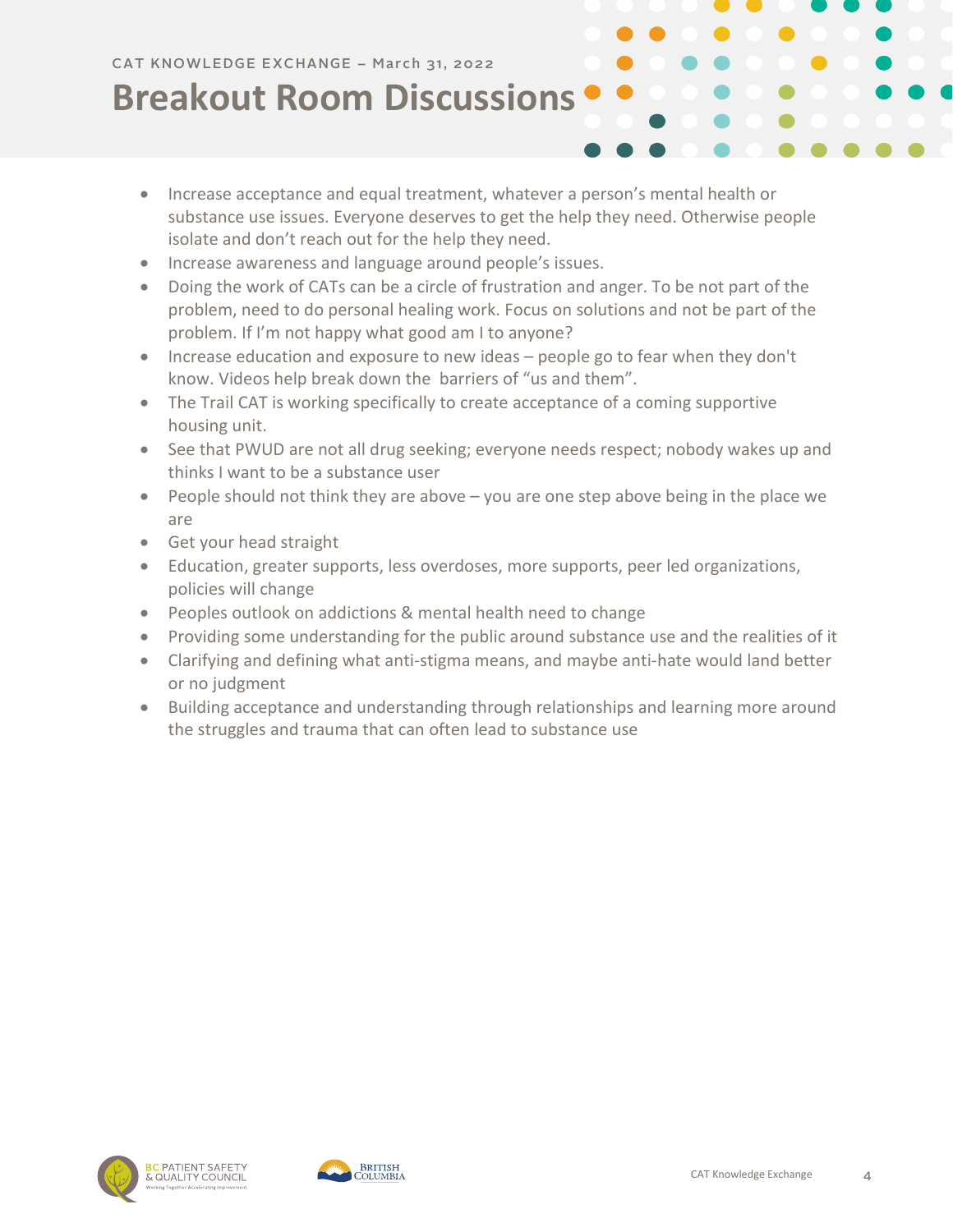CAT KNOWLEDGE EXCHANGE – March 31, 2022

# Breakout Room Discussions

- Increase acceptance and equal treatment, whatever a person's mental health or substance use issues. Everyone deserves to get the help they need. Otherwise people isolate and don't reach out for the help they need.
- Increase awareness and language around people's issues.
- Doing the work of CATs can be a circle of frustration and anger. To be not part of the problem, need to do personal healing work. Focus on solutions and not be part of the problem. If I'm not happy what good am I to anyone?
- Increase education and exposure to new ideas – people go to fear when they don't know. Videos help break down the barriers of "us and them".
- The Trail CAT is working specifically to create acceptance of a coming supportive housing unit.
- See that PWUD are not all drug seeking; everyone needs respect; nobody wakes up and thinks I want to be a substance user
- People should not think they are above – you are one step above being in the place we are
- Get your head straight
- Education, greater supports, less overdoses, more supports, peer led organizations, policies will change
- Peoples outlook on addictions & mental health need to change
- Providing some understanding for the public around substance use and the realities of it
- Clarifying and defining what anti-stigma means, and maybe anti-hate would land better or no judgment
- Building acceptance and understanding through relationships and learning more around the struggles and trauma that can often lead to substance use